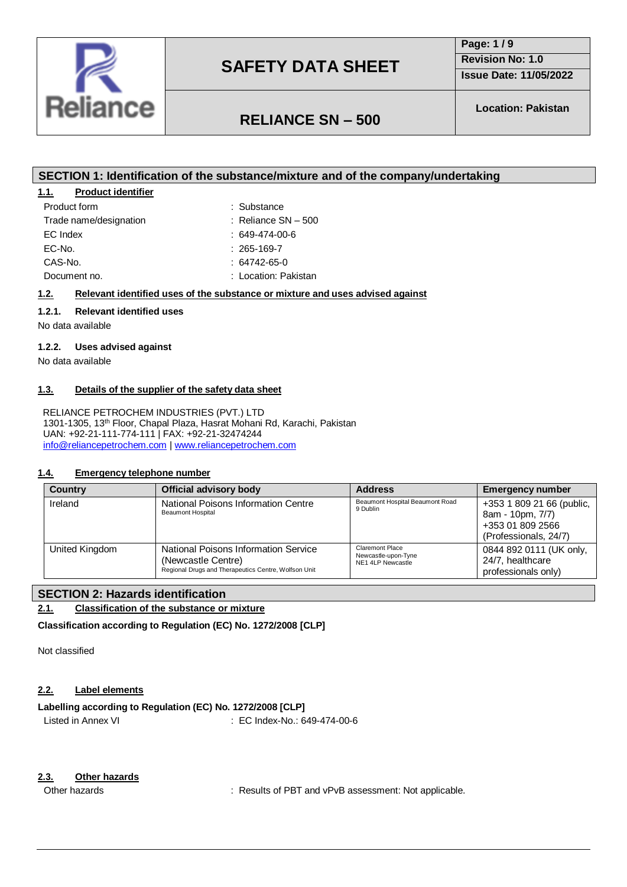# SAFETY DATA SHEET

**Revision No: 1.0**
**Issue Date: 11/05/2022**

## RELIANCE SN – 500

**Location: Pakistan**

## SECTION 1: Identification of the substance/mixture and of the company/undertaking

### 1.1. Product identifier

| | |
|---|---|
| Product form | : Substance |
| Trade name/designation | : Reliance SN – 500 |
| EC Index | : 649-474-00-6 |
| EC-No. | : 265-169-7 |
| CAS-No. | : 64742-65-0 |
| Document no. | : Location: Pakistan |

### 1.2. Relevant identified uses of the substance or mixture and uses advised against

#### 1.2.1. Relevant identified uses

No data available

#### 1.2.2. Uses advised against

No data available

### 1.3. Details of the supplier of the safety data sheet

RELIANCE PETROCHEM INDUSTRIES (PVT.) LTD
1301-1305, 13th Floor, Chapal Plaza, Hasrat Mohani Rd, Karachi, Pakistan
UAN: +92-21-111-774-111 | FAX: +92-21-32474244
info@reliancepetrochem.com | www.reliancepetrochem.com

### 1.4. Emergency telephone number

| Country | Official advisory body | Address | Emergency number |
|---|---|---|---|
| Ireland | National Poisons Information Centre Beaumont Hospital | Beaumont Hospital Beaumont Road 9 Dublin | +353 1 809 21 66 (public, 8am - 10pm, 7/7) +353 01 809 2566 (Professionals, 24/7) |
| United Kingdom | National Poisons Information Service (Newcastle Centre) Regional Drugs and Therapeutics Centre, Wolfson Unit | Claremont Place Newcastle-upon-Tyne NE1 4LP Newcastle | 0844 892 0111 (UK only, 24/7, healthcare professionals only) |

## SECTION 2: Hazards identification

### 2.1. Classification of the substance or mixture

**Classification according to Regulation (EC) No. 1272/2008 [CLP]**

Not classified

### 2.2. Label elements

**Labelling according to Regulation (EC) No. 1272/2008 [CLP]**

| | |
|---|---|
| Listed in Annex VI | : EC Index-No.: 649-474-00-6 |

### 2.3. Other hazards

| | |
|---|---|
| Other hazards | : Results of PBT and vPvB assessment: Not applicable. |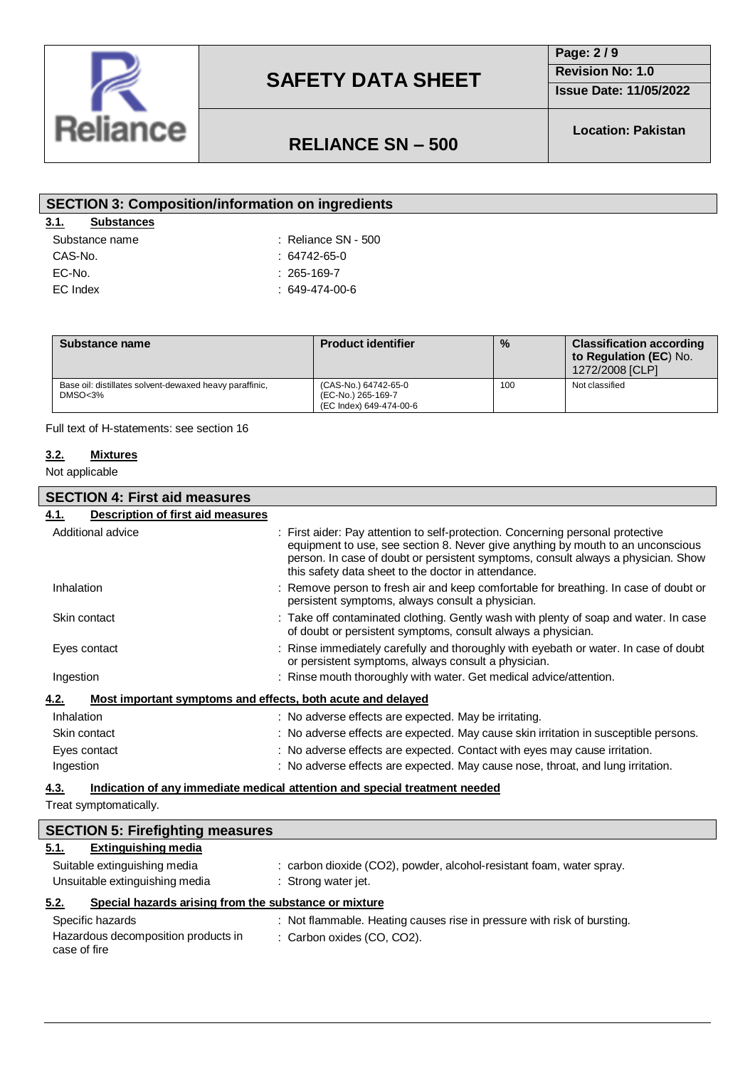## SECTION 3: Composition/information on ingredients

### 3.1. Substances

| | |
|---|---|
| Substance name | : Reliance SN - 500 |
| CAS-No. | : 64742-65-0 |
| EC-No. | : 265-169-7 |
| EC Index | : 649-474-00-6 |

| Substance name | Product identifier | % | Classification according to Regulation (EC) No. 1272/2008 [CLP] |
|---|---|---|---|
| Base oil: distillates solvent-dewaxed heavy paraffinic, DMSO<3% | (CAS-No.) 64742-65-0<br>(EC-No.) 265-169-7<br>(EC Index) 649-474-00-6 | 100 | Not classified |

Full text of H-statements: see section 16

### 3.2. Mixtures

Not applicable

## SECTION 4: First aid measures

### 4.1. Description of first aid measures

| | |
|---|---|
| Additional advice | : First aider: Pay attention to self-protection. Concerning personal protective equipment to use, see section 8. Never give anything by mouth to an unconscious person. In case of doubt or persistent symptoms, consult always a physician. Show this safety data sheet to the doctor in attendance. |
| Inhalation | : Remove person to fresh air and keep comfortable for breathing. In case of doubt or persistent symptoms, always consult a physician. |
| Skin contact | : Take off contaminated clothing. Gently wash with plenty of soap and water. In case of doubt or persistent symptoms, consult always a physician. |
| Eyes contact | : Rinse immediately carefully and thoroughly with eyebath or water. In case of doubt or persistent symptoms, always consult a physician. |
| Ingestion | : Rinse mouth thoroughly with water. Get medical advice/attention. |

### 4.2. Most important symptoms and effects, both acute and delayed

| | |
|---|---|
| Inhalation | : No adverse effects are expected. May be irritating. |
| Skin contact | : No adverse effects are expected. May cause skin irritation in susceptible persons. |
| Eyes contact | : No adverse effects are expected. Contact with eyes may cause irritation. |
| Ingestion | : No adverse effects are expected. May cause nose, throat, and lung irritation. |

### 4.3. Indication of any immediate medical attention and special treatment needed

Treat symptomatically.

## SECTION 5: Firefighting measures

### 5.1. Extinguishing media

| | |
|---|---|
| Suitable extinguishing media | : carbon dioxide ($CO_2$), powder, alcohol-resistant foam, water spray. |
| Unsuitable extinguishing media | : Strong water jet. |

### 5.2. Special hazards arising from the substance or mixture

| | |
|---|---|
| Specific hazards | : Not flammable. Heating causes rise in pressure with risk of bursting. |
| Hazardous decomposition products in case of fire | : Carbon oxides (CO, $CO_2$). |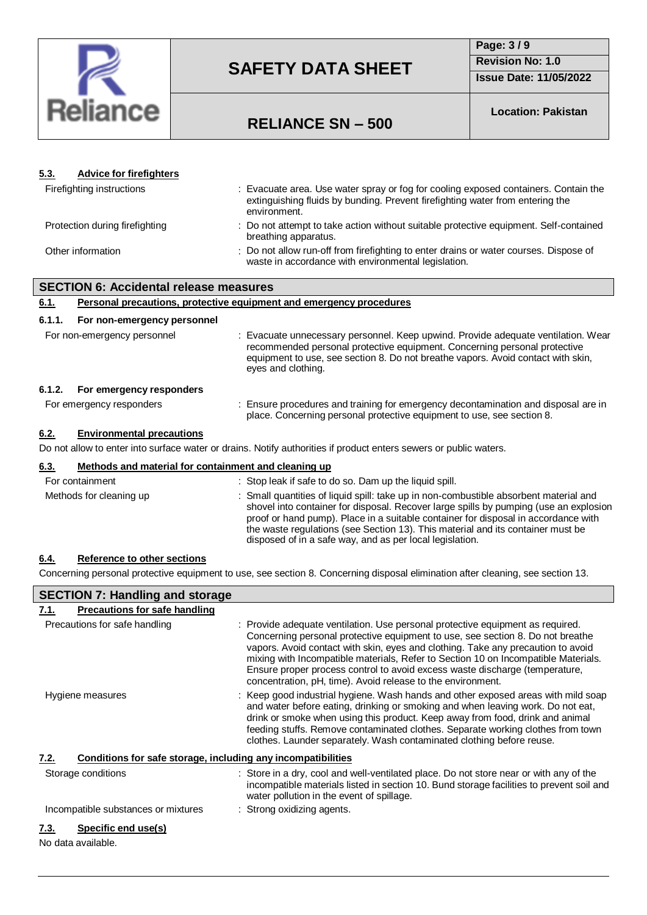#### 5.3. Advice for firefighters

| | |
|---|---|
| Firefighting instructions | : Evacuate area. Use water spray or fog for cooling exposed containers. Contain the extinguishing fluids by bunding. Prevent firefighting water from entering the environment. |
| Protection during firefighting | : Do not attempt to take action without suitable protective equipment. Self-contained breathing apparatus. |
| Other information | : Do not allow run-off from firefighting to enter drains or water courses. Dispose of waste in accordance with environmental legislation. |

## SECTION 6: Accidental release measures

#### 6.1. Personal precautions, protective equipment and emergency procedures

#### 6.1.1. For non-emergency personnel

| | |
|---|---|
| For non-emergency personnel | : Evacuate unnecessary personnel. Keep upwind. Provide adequate ventilation. Wear recommended personal protective equipment. Concerning personal protective equipment to use, see section 8. Do not breathe vapors. Avoid contact with skin, eyes and clothing. |

#### 6.1.2. For emergency responders

| | |
|---|---|
| For emergency responders | : Ensure procedures and training for emergency decontamination and disposal are in place. Concerning personal protective equipment to use, see section 8. |

#### 6.2. Environmental precautions

Do not allow to enter into surface water or drains. Notify authorities if product enters sewers or public waters.

#### 6.3. Methods and material for containment and cleaning up

| | |
|---|---|
| For containment | : Stop leak if safe to do so. Dam up the liquid spill. |
| Methods for cleaning up | : Small quantities of liquid spill: take up in non-combustible absorbent material and shovel into container for disposal. Recover large spills by pumping (use an explosion proof or hand pump). Place in a suitable container for disposal in accordance with the waste regulations (see Section 13). This material and its container must be disposed of in a safe way, and as per local legislation. |

#### 6.4. Reference to other sections

Concerning personal protective equipment to use, see section 8. Concerning disposal elimination after cleaning, see section 13.

## SECTION 7: Handling and storage

#### 7.1. Precautions for safe handling

| | |
|---|---|
| Precautions for safe handling | : Provide adequate ventilation. Use personal protective equipment as required. Concerning personal protective equipment to use, see section 8. Do not breathe vapors. Avoid contact with skin, eyes and clothing. Take any precaution to avoid mixing with Incompatible materials, Refer to Section 10 on Incompatible Materials. Ensure proper process control to avoid excess waste discharge (temperature, concentration, pH, time). Avoid release to the environment. |
| Hygiene measures | : Keep good industrial hygiene. Wash hands and other exposed areas with mild soap and water before eating, drinking or smoking and when leaving work. Do not eat, drink or smoke when using this product. Keep away from food, drink and animal feeding stuffs. Remove contaminated clothes. Separate working clothes from town clothes. Launder separately. Wash contaminated clothing before reuse. |

#### 7.2. Conditions for safe storage, including any incompatibilities

| | |
|---|---|
| Storage conditions | : Store in a dry, cool and well-ventilated place. Do not store near or with any of the incompatible materials listed in section 10. Bund storage facilities to prevent soil and water pollution in the event of spillage. |
| Incompatible substances or mixtures | : Strong oxidizing agents. |

#### 7.3. Specific end use(s)

No data available.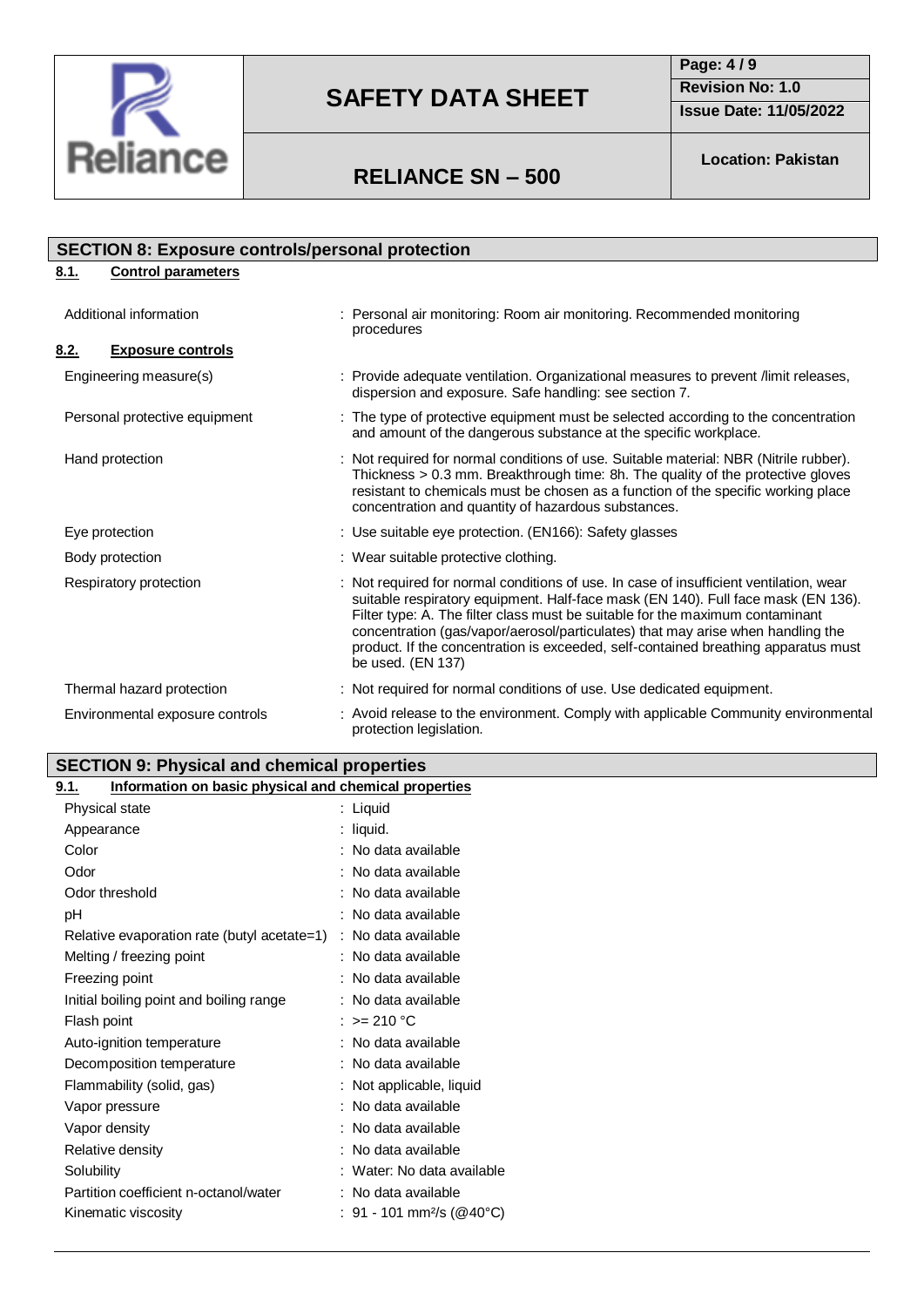## SECTION 8: Exposure controls/personal protection

### 8.1. Control parameters

| | |
|---|---|
| Additional information | : Personal air monitoring: Room air monitoring. Recommended monitoring procedures |

### 8.2. Exposure controls

| | |
|---|---|
| Engineering measure(s) | : Provide adequate ventilation. Organizational measures to prevent /limit releases, dispersion and exposure. Safe handling: see section 7. |
| Personal protective equipment | : The type of protective equipment must be selected according to the concentration and amount of the dangerous substance at the specific workplace. |
| Hand protection | : Not required for normal conditions of use. Suitable material: NBR (Nitrile rubber). Thickness > 0.3 mm. Breakthrough time: 8h. The quality of the protective gloves resistant to chemicals must be chosen as a function of the specific working place concentration and quantity of hazardous substances. |
| Eye protection | : Use suitable eye protection. (EN166): Safety glasses |
| Body protection | : Wear suitable protective clothing. |
| Respiratory protection | : Not required for normal conditions of use. In case of insufficient ventilation, wear suitable respiratory equipment. Half-face mask (EN 140). Full face mask (EN 136). Filter type: A. The filter class must be suitable for the maximum contaminant concentration (gas/vapor/aerosol/particulates) that may arise when handling the product. If the concentration is exceeded, self-contained breathing apparatus must be used. (EN 137) |
| Thermal hazard protection | : Not required for normal conditions of use. Use dedicated equipment. |
| Environmental exposure controls | : Avoid release to the environment. Comply with applicable Community environmental protection legislation. |

## SECTION 9: Physical and chemical properties

### 9.1. Information on basic physical and chemical properties

| | |
|---|---|
| Physical state | : Liquid |
| Appearance | : liquid. |
| Color | : No data available |
| Odor | : No data available |
| Odor threshold | : No data available |
| pH | : No data available |
| Relative evaporation rate (butyl acetate=1) | : No data available |
| Melting / freezing point | : No data available |
| Freezing point | : No data available |
| Initial boiling point and boiling range | : No data available |
| Flash point | : >= 210 °C |
| Auto-ignition temperature | : No data available |
| Decomposition temperature | : No data available |
| Flammability (solid, gas) | : Not applicable, liquid |
| Vapor pressure | : No data available |
| Vapor density | : No data available |
| Relative density | : No data available |
| Solubility | : Water: No data available |
| Partition coefficient n-octanol/water | : No data available |
| Kinematic viscosity | : 91 - 101 $mm^2/s$ (@40°C) |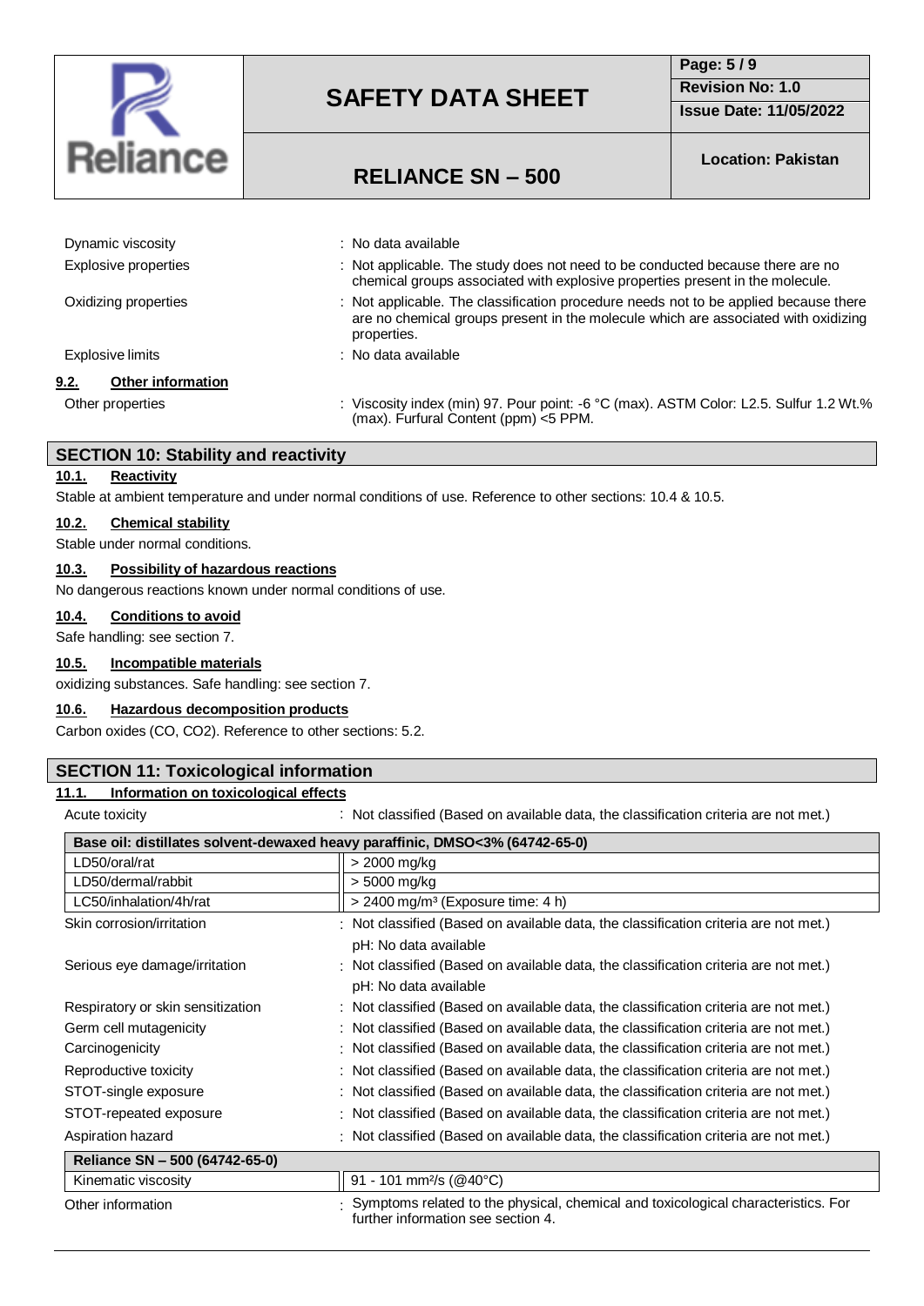| | |
|---|---|
| Dynamic viscosity | : No data available |
| Explosive properties | : Not applicable. The study does not need to be conducted because there are no chemical groups associated with explosive properties present in the molecule. |
| Oxidizing properties | : Not applicable. The classification procedure needs not to be applied because there are no chemical groups present in the molecule which are associated with oxidizing properties. |
| Explosive limits | : No data available |

### 9.2. Other information

| | |
|---|---|
| Other properties | : Viscosity index (min) 97. Pour point: -6 °C (max). ASTM Color: L2.5. Sulfur 1.2 Wt.% (max). Furfural Content (ppm) <5 PPM. |

## SECTION 10: Stability and reactivity

### 10.1. Reactivity

Stable at ambient temperature and under normal conditions of use. Reference to other sections: 10.4 & 10.5.

### 10.2. Chemical stability

Stable under normal conditions.

### 10.3. Possibility of hazardous reactions

No dangerous reactions known under normal conditions of use.

### 10.4. Conditions to avoid

Safe handling: see section 7.

### 10.5. Incompatible materials

oxidizing substances. Safe handling: see section 7.

### 10.6. Hazardous decomposition products

Carbon oxides (CO, $CO_2$). Reference to other sections: 5.2.

## SECTION 11: Toxicological information

### 11.1. Information on toxicological effects

| | |
|---|---|
| Acute toxicity | : Not classified (Based on available data, the classification criteria are not met.) |

| Base oil: distillates solvent-dewaxed heavy paraffinic, DMSO<3% (64742-65-0) | |
|---|---|
| LD50/oral/rat | > 2000 mg/kg |
| LD50/dermal/rabbit | > 5000 mg/kg |
| LC50/inhalation/4h/rat | > 2400 mg/m³ (Exposure time: 4 h) |

| | |
|---|---|
| Skin corrosion/irritation | : Not classified (Based on available data, the classification criteria are not met.) pH: No data available |
| Serious eye damage/irritation | : Not classified (Based on available data, the classification criteria are not met.) pH: No data available |
| Respiratory or skin sensitization | : Not classified (Based on available data, the classification criteria are not met.) |
| Germ cell mutagenicity | : Not classified (Based on available data, the classification criteria are not met.) |
| Carcinogenicity | : Not classified (Based on available data, the classification criteria are not met.) |
| Reproductive toxicity | : Not classified (Based on available data, the classification criteria are not met.) |
| STOT-single exposure | : Not classified (Based on available data, the classification criteria are not met.) |
| STOT-repeated exposure | : Not classified (Based on available data, the classification criteria are not met.) |
| Aspiration hazard | : Not classified (Based on available data, the classification criteria are not met.) |

| Reliance SN – 500 (64742-65-0) | |
|---|---|
| Kinematic viscosity | 91 - 101 mm²/s (@40°C) |

| | |
|---|---|
| Other information | : Symptoms related to the physical, chemical and toxicological characteristics. For further information see section 4. |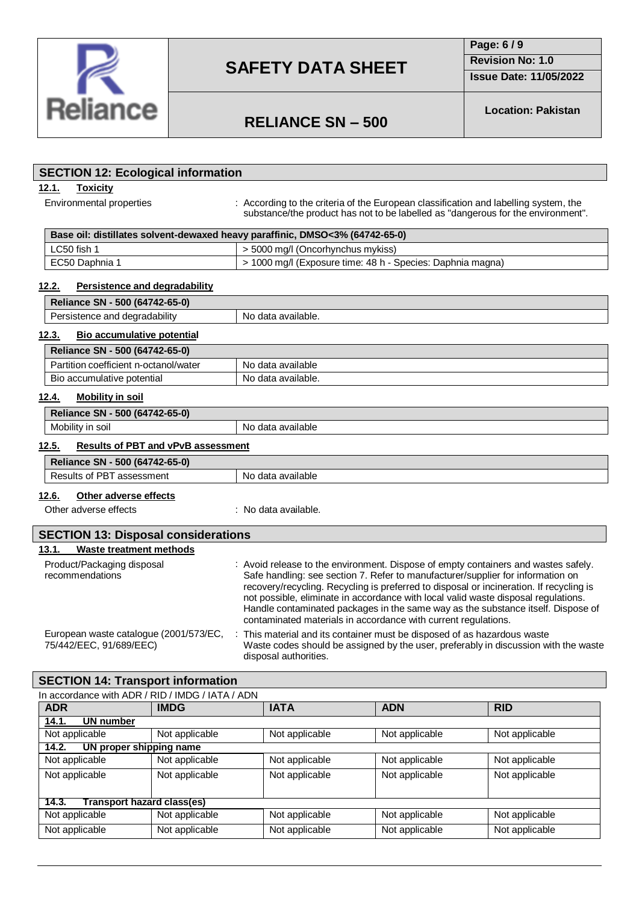## SECTION 12: Ecological information

### 12.1. Toxicity

Environmental properties : According to the criteria of the European classification and labelling system, the substance/the product has not to be labelled as "dangerous for the environment".

| Base oil: distillates solvent-dewaxed heavy paraffinic, DMSO<3% (64742-65-0) | |
|---|---|
| LC50 fish 1 | > 5000 mg/l (Oncorhynchus mykiss) |
| EC50 Daphnia 1 | > 1000 mg/l (Exposure time: 48 h - Species: Daphnia magna) |

### 12.2. Persistence and degradability

| Reliance SN - 500 (64742-65-0) | |
|---|---|
| Persistence and degradability | No data available. |

### 12.3. Bio accumulative potential

| Reliance SN - 500 (64742-65-0) | |
|---|---|
| Partition coefficient n-octanol/water | No data available |
| Bio accumulative potential | No data available. |

### 12.4. Mobility in soil

| Reliance SN - 500 (64742-65-0) | |
|---|---|
| Mobility in soil | No data available |

### 12.5. Results of PBT and vPvB assessment

| Reliance SN - 500 (64742-65-0) | |
|---|---|
| Results of PBT assessment | No data available |

### 12.6. Other adverse effects

Other adverse effects : No data available.

## SECTION 13: Disposal considerations

### 13.1. Waste treatment methods

Product/Packaging disposal recommendations : Avoid release to the environment. Dispose of empty containers and wastes safely. Safe handling: see section 7. Refer to manufacturer/supplier for information on recovery/recycling. Recycling is preferred to disposal or incineration. If recycling is not possible, eliminate in accordance with local valid waste disposal regulations. Handle contaminated packages in the same way as the substance itself. Dispose of contaminated materials in accordance with current regulations.

European waste catalogue (2001/573/EC, 75/442/EEC, 91/689/EEC) : This material and its container must be disposed of as hazardous waste Waste codes should be assigned by the user, preferably in discussion with the waste disposal authorities.

## SECTION 14: Transport information

In accordance with ADR / RID / IMDG / IATA / ADN

| ADR | IMDG | IATA | ADN | RID |
|---|---|---|---|---|
| **14.1. UN number** | | | | |
| Not applicable | Not applicable | Not applicable | Not applicable | Not applicable |
| **14.2. UN proper shipping name** | | | | |
| Not applicable | Not applicable | Not applicable | Not applicable | Not applicable |
| Not applicable | Not applicable | Not applicable | Not applicable | Not applicable |
| **14.3. Transport hazard class(es)** | | | | |
| Not applicable | Not applicable | Not applicable | Not applicable | Not applicable |
| Not applicable | Not applicable | Not applicable | Not applicable | Not applicable |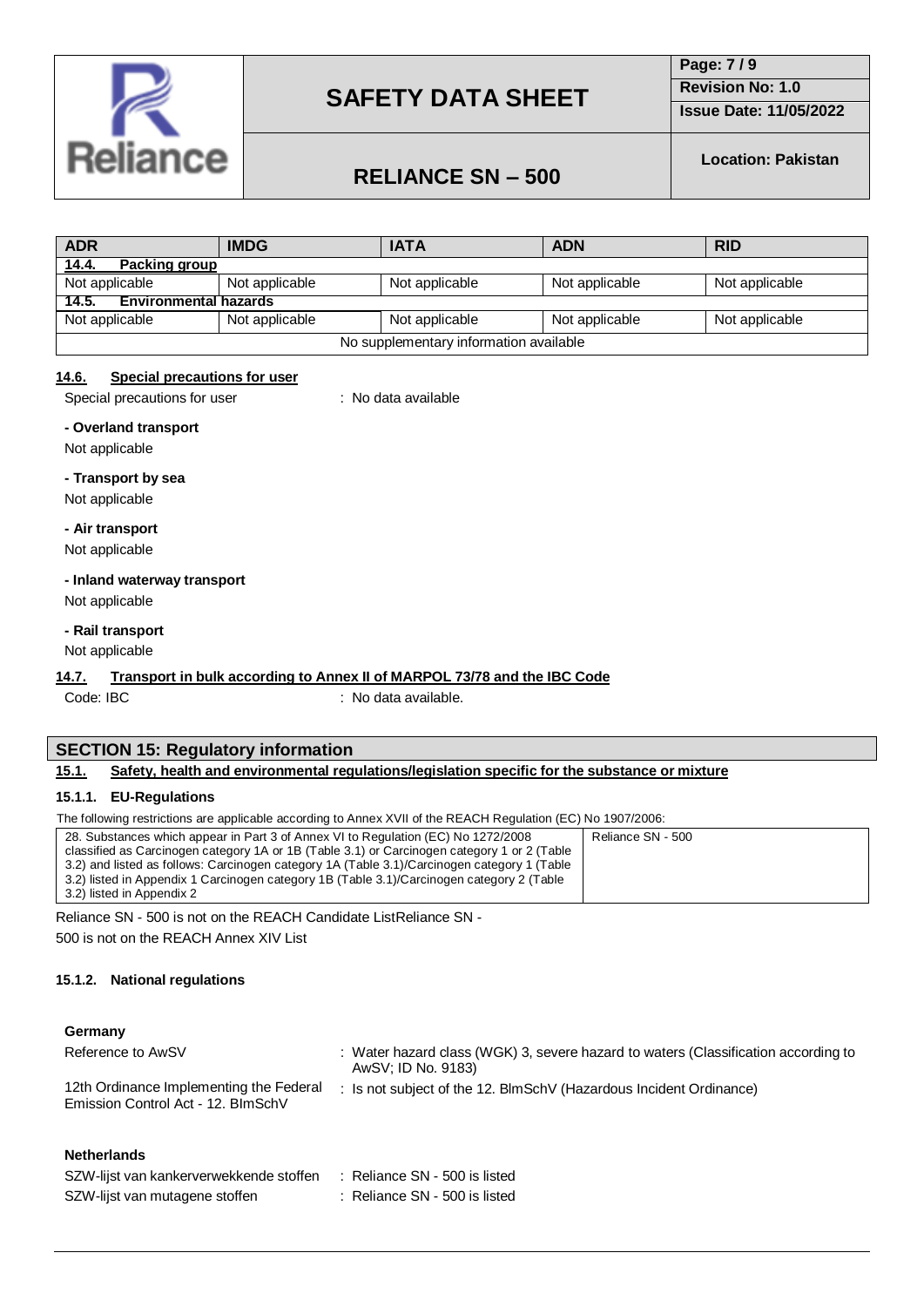| ADR | IMDG | IATA | ADN | RID |
|---|---|---|---|---|
| **14.4. Packing group** | | | | |
| Not applicable | Not applicable | Not applicable | Not applicable | Not applicable |
| **14.5. Environmental hazards** | | | | |
| Not applicable | Not applicable | Not applicable | Not applicable | Not applicable |
| No supplementary information available | | | | |

### 14.6. Special precautions for user

Special precautions for user : No data available

**- Overland transport**

Not applicable

**- Transport by sea**

Not applicable

**- Air transport**

Not applicable

**- Inland waterway transport**

Not applicable

**- Rail transport**

Not applicable

### 14.7. Transport in bulk according to Annex II of MARPOL 73/78 and the IBC Code

Code: IBC : No data available.

## SECTION 15: Regulatory information

### 15.1. Safety, health and environmental regulations/legislation specific for the substance or mixture

#### 15.1.1. EU-Regulations

The following restrictions are applicable according to Annex XVII of the REACH Regulation (EC) No 1907/2006:

| | |
|---|---|
| 28. Substances which appear in Part 3 of Annex VI to Regulation (EC) No 1272/2008 classified as Carcinogen category 1A or 1B (Table 3.1) or Carcinogen category 1 or 2 (Table 3.2) and listed as follows: Carcinogen category 1A (Table 3.1)/Carcinogen category 1 (Table 3.2) listed in Appendix 1 Carcinogen category 1B (Table 3.1)/Carcinogen category 2 (Table 3.2) listed in Appendix 2 | Reliance SN - 500 |

Reliance SN - 500 is not on the REACH Candidate ListReliance SN - 500 is not on the REACH Annex XIV List

#### 15.1.2. National regulations

**Germany**

Reference to AwSV : Water hazard class (WGK) 3, severe hazard to waters (Classification according to AwSV; ID No. 9183)

12th Ordinance Implementing the Federal Emission Control Act - 12. BImSchV : Is not subject of the 12. BlmSchV (Hazardous Incident Ordinance)

**Netherlands**

SZW-lijst van kankerverwekkende stoffen : Reliance SN - 500 is listed

SZW-lijst van mutagene stoffen : Reliance SN - 500 is listed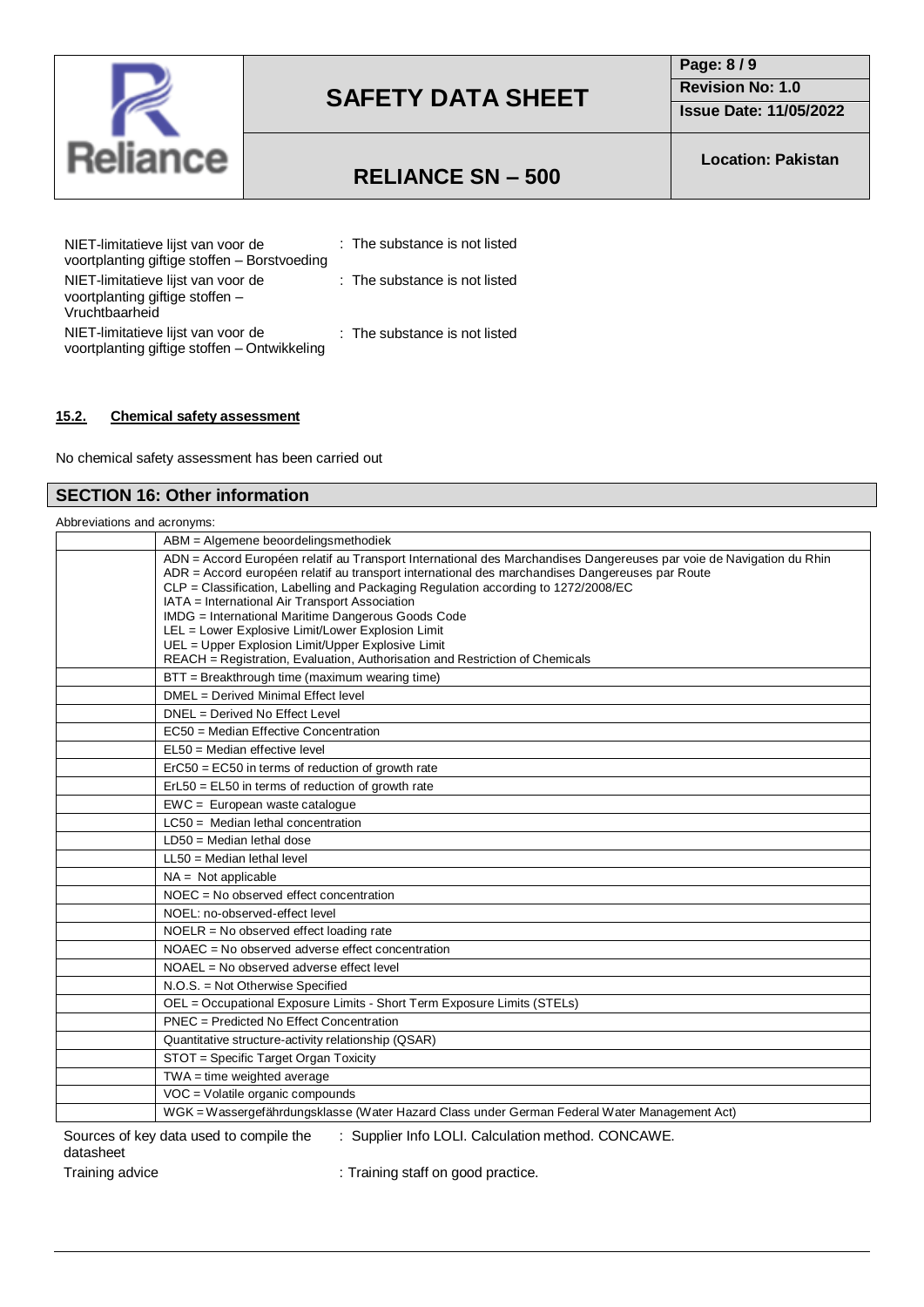| | |
|---|---|
| NIET-limitatieve lijst van voor de voortplanting giftige stoffen – Borstvoeding | : The substance is not listed |
| NIET-limitatieve lijst van voor de voortplanting giftige stoffen – Vruchtbaarheid | : The substance is not listed |
| NIET-limitatieve lijst van voor de voortplanting giftige stoffen – Ontwikkeling | : The substance is not listed |

### 15.2. Chemical safety assessment

No chemical safety assessment has been carried out

## SECTION 16: Other information

Abbreviations and acronyms:

| | |
|---|---|
| | ABM = Algemene beoordelingsmethodiek |
| | ADN = Accord Européen relatif au Transport International des Marchandises Dangereuses par voie de Navigation du Rhin<br>ADR = Accord européen relatif au transport international des marchandises Dangereuses par Route<br>CLP = Classification, Labelling and Packaging Regulation according to 1272/2008/EC<br>IATA = International Air Transport Association<br>IMDG = International Maritime Dangerous Goods Code<br>LEL = Lower Explosive Limit/Lower Explosion Limit<br>UEL = Upper Explosion Limit/Upper Explosive Limit<br>REACH = Registration, Evaluation, Authorisation and Restriction of Chemicals |
| | BTT = Breakthrough time (maximum wearing time) |
| | DMEL = Derived Minimal Effect level |
| | DNEL = Derived No Effect Level |
| | EC50 = Median Effective Concentration |
| | EL50 = Median effective level |
| | ErC50 = EC50 in terms of reduction of growth rate |
| | ErL50 = EL50 in terms of reduction of growth rate |
| | EWC = European waste catalogue |
| | LC50 = Median lethal concentration |
| | LD50 = Median lethal dose |
| | LL50 = Median lethal level |
| | NA = Not applicable |
| | NOEC = No observed effect concentration |
| | NOEL: no-observed-effect level |
| | NOELR = No observed effect loading rate |
| | NOAEC = No observed adverse effect concentration |
| | NOAEL = No observed adverse effect level |
| | N.O.S. = Not Otherwise Specified |
| | OEL = Occupational Exposure Limits - Short Term Exposure Limits (STELs) |
| | PNEC = Predicted No Effect Concentration |
| | Quantitative structure-activity relationship (QSAR) |
| | STOT = Specific Target Organ Toxicity |
| | TWA = time weighted average |
| | VOC = Volatile organic compounds |
| | WGK = Wassergefährdungsklasse (Water Hazard Class under German Federal Water Management Act) |

| | |
|---|---|
| Sources of key data used to compile the datasheet | : Supplier Info LOLI. Calculation method. CONCAWE. |
| Training advice | : Training staff on good practice. |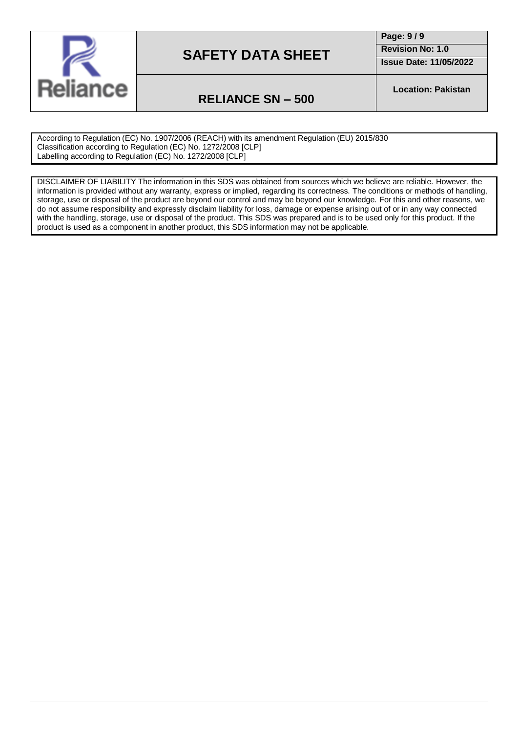According to Regulation (EC) No. 1907/2006 (REACH) with its amendment Regulation (EU) 2015/830
Classification according to Regulation (EC) No. 1272/2008 [CLP]
Labelling according to Regulation (EC) No. 1272/2008 [CLP]

DISCLAIMER OF LIABILITY The information in this SDS was obtained from sources which we believe are reliable. However, the information is provided without any warranty, express or implied, regarding its correctness. The conditions or methods of handling, storage, use or disposal of the product are beyond our control and may be beyond our knowledge. For this and other reasons, we do not assume responsibility and expressly disclaim liability for loss, damage or expense arising out of or in any way connected with the handling, storage, use or disposal of the product. This SDS was prepared and is to be used only for this product. If the product is used as a component in another product, this SDS information may not be applicable.